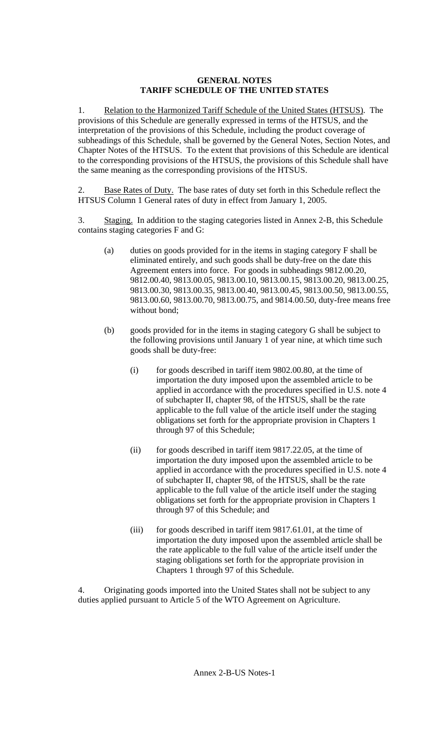# GENERAL NOTES
# TARIFF SCHEDULE OF THE UNITED STATES

1. Relation to the Harmonized Tariff Schedule of the United States (HTSUS). The provisions of this Schedule are generally expressed in terms of the HTSUS, and the interpretation of the provisions of this Schedule, including the product coverage of subheadings of this Schedule, shall be governed by the General Notes, Section Notes, and Chapter Notes of the HTSUS. To the extent that provisions of this Schedule are identical to the corresponding provisions of the HTSUS, the provisions of this Schedule shall have the same meaning as the corresponding provisions of the HTSUS.

2. Base Rates of Duty. The base rates of duty set forth in this Schedule reflect the HTSUS Column 1 General rates of duty in effect from January 1, 2005.

3. Staging. In addition to the staging categories listed in Annex 2-B, this Schedule contains staging categories F and G:

   (a) duties on goods provided for in the items in staging category F shall be eliminated entirely, and such goods shall be duty-free on the date this Agreement enters into force. For goods in subheadings 9812.00.20, 9812.00.40, 9813.00.05, 9813.00.10, 9813.00.15, 9813.00.20, 9813.00.25, 9813.00.30, 9813.00.35, 9813.00.40, 9813.00.45, 9813.00.50, 9813.00.55, 9813.00.60, 9813.00.70, 9813.00.75, and 9814.00.50, duty-free means free without bond;

   (b) goods provided for in the items in staging category G shall be subject to the following provisions until January 1 of year nine, at which time such goods shall be duty-free:

      (i) for goods described in tariff item 9802.00.80, at the time of importation the duty imposed upon the assembled article to be applied in accordance with the procedures specified in U.S. note 4 of subchapter II, chapter 98, of the HTSUS, shall be the rate applicable to the full value of the article itself under the staging obligations set forth for the appropriate provision in Chapters 1 through 97 of this Schedule;

      (ii) for goods described in tariff item 9817.22.05, at the time of importation the duty imposed upon the assembled article to be applied in accordance with the procedures specified in U.S. note 4 of subchapter II, chapter 98, of the HTSUS, shall be the rate applicable to the full value of the article itself under the staging obligations set forth for the appropriate provision in Chapters 1 through 97 of this Schedule; and

      (iii) for goods described in tariff item 9817.61.01, at the time of importation the duty imposed upon the assembled article shall be the rate applicable to the full value of the article itself under the staging obligations set forth for the appropriate provision in Chapters 1 through 97 of this Schedule.

4. Originating goods imported into the United States shall not be subject to any duties applied pursuant to Article 5 of the WTO Agreement on Agriculture.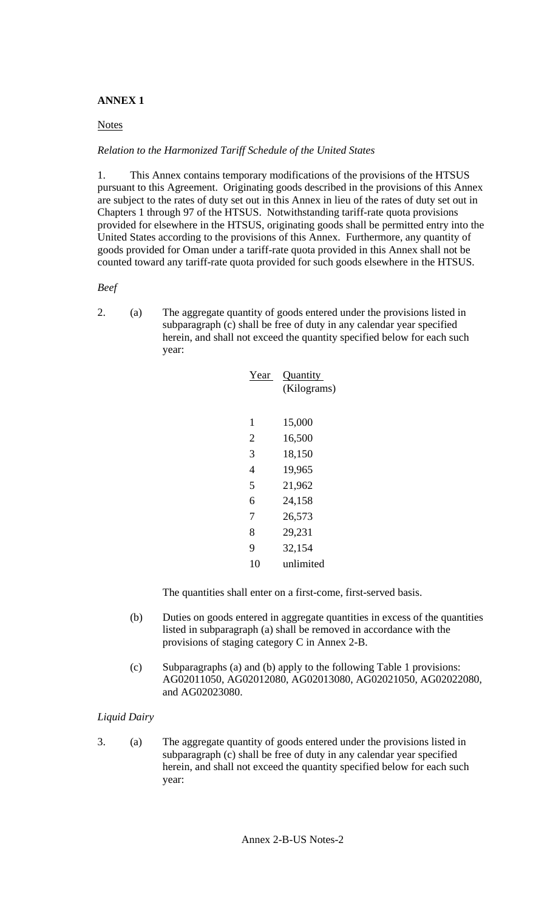**ANNEX 1**

Notes

*Relation to the Harmonized Tariff Schedule of the United States*

1. This Annex contains temporary modifications of the provisions of the HTSUS pursuant to this Agreement. Originating goods described in the provisions of this Annex are subject to the rates of duty set out in this Annex in lieu of the rates of duty set out in Chapters 1 through 97 of the HTSUS. Notwithstanding tariff-rate quota provisions provided for elsewhere in the HTSUS, originating goods shall be permitted entry into the United States according to the provisions of this Annex. Furthermore, any quantity of goods provided for Oman under a tariff-rate quota provided in this Annex shall not be counted toward any tariff-rate quota provided for such goods elsewhere in the HTSUS.

*Beef*

2. (a) The aggregate quantity of goods entered under the provisions listed in subparagraph (c) shall be free of duty in any calendar year specified herein, and shall not exceed the quantity specified below for each such year:

| Year | Quantity (Kilograms) |
|---|---|
| 1 | 15,000 |
| 2 | 16,500 |
| 3 | 18,150 |
| 4 | 19,965 |
| 5 | 21,962 |
| 6 | 24,158 |
| 7 | 26,573 |
| 8 | 29,231 |
| 9 | 32,154 |
| 10 | unlimited |

The quantities shall enter on a first-come, first-served basis.

(b) Duties on goods entered in aggregate quantities in excess of the quantities listed in subparagraph (a) shall be removed in accordance with the provisions of staging category C in Annex 2-B.

(c) Subparagraphs (a) and (b) apply to the following Table 1 provisions: AG02011050, AG02012080, AG02013080, AG02021050, AG02022080, and AG02023080.

*Liquid Dairy*

3. (a) The aggregate quantity of goods entered under the provisions listed in subparagraph (c) shall be free of duty in any calendar year specified herein, and shall not exceed the quantity specified below for each such year: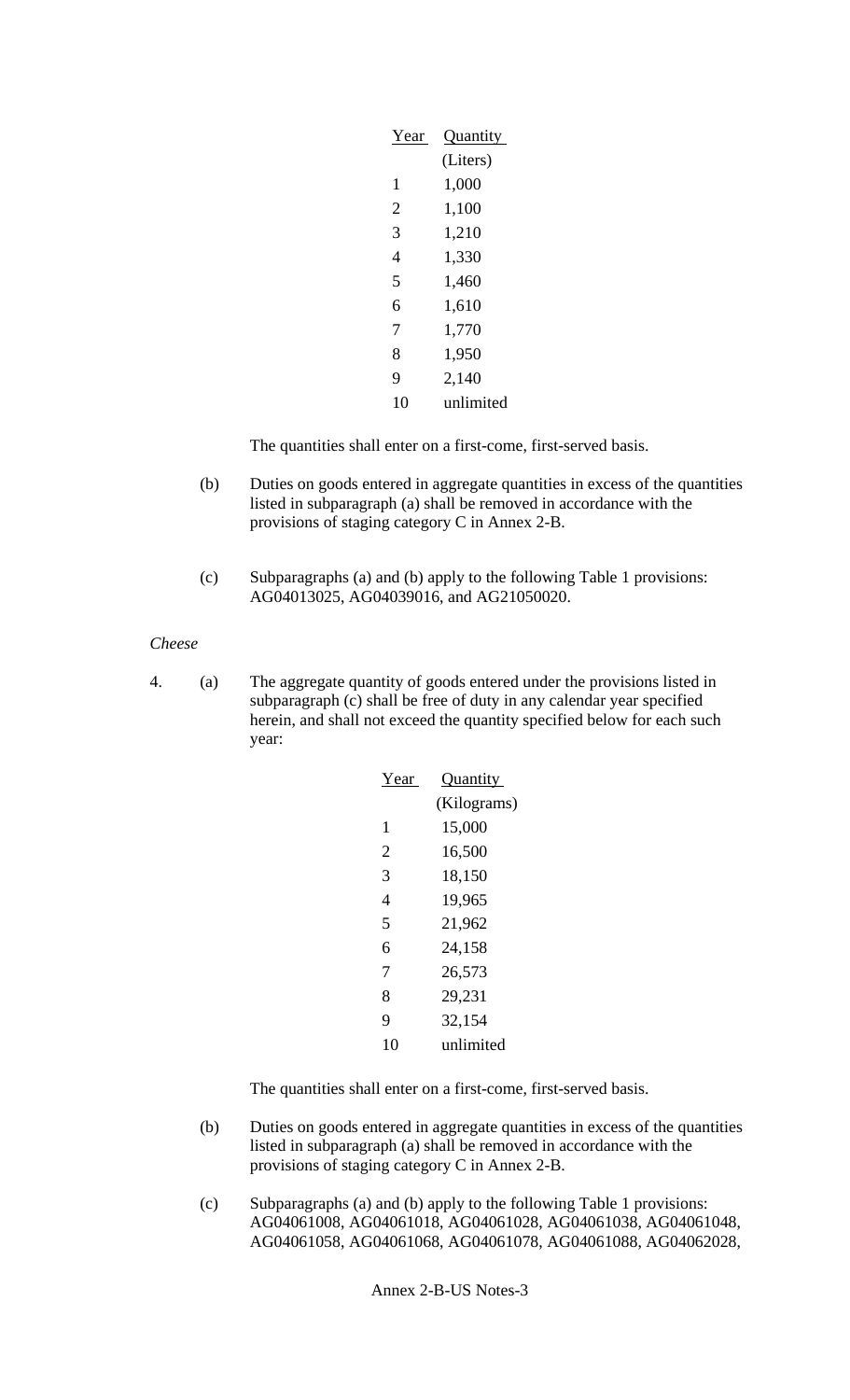| Year | Quantity |
|---|---|
| | (Liters) |
| 1 | 1,000 |
| 2 | 1,100 |
| 3 | 1,210 |
| 4 | 1,330 |
| 5 | 1,460 |
| 6 | 1,610 |
| 7 | 1,770 |
| 8 | 1,950 |
| 9 | 2,140 |
| 10 | unlimited |

The quantities shall enter on a first-come, first-served basis.

(b) Duties on goods entered in aggregate quantities in excess of the quantities listed in subparagraph (a) shall be removed in accordance with the provisions of staging category C in Annex 2-B.

(c) Subparagraphs (a) and (b) apply to the following Table 1 provisions: AG04013025, AG04039016, and AG21050020.

*Cheese*

4. (a) The aggregate quantity of goods entered under the provisions listed in subparagraph (c) shall be free of duty in any calendar year specified herein, and shall not exceed the quantity specified below for each such year:

| Year | Quantity |
|---|---|
| | (Kilograms) |
| 1 | 15,000 |
| 2 | 16,500 |
| 3 | 18,150 |
| 4 | 19,965 |
| 5 | 21,962 |
| 6 | 24,158 |
| 7 | 26,573 |
| 8 | 29,231 |
| 9 | 32,154 |
| 10 | unlimited |

The quantities shall enter on a first-come, first-served basis.

(b) Duties on goods entered in aggregate quantities in excess of the quantities listed in subparagraph (a) shall be removed in accordance with the provisions of staging category C in Annex 2-B.

(c) Subparagraphs (a) and (b) apply to the following Table 1 provisions: AG04061008, AG04061018, AG04061028, AG04061038, AG04061048, AG04061058, AG04061068, AG04061078, AG04061088, AG04062028,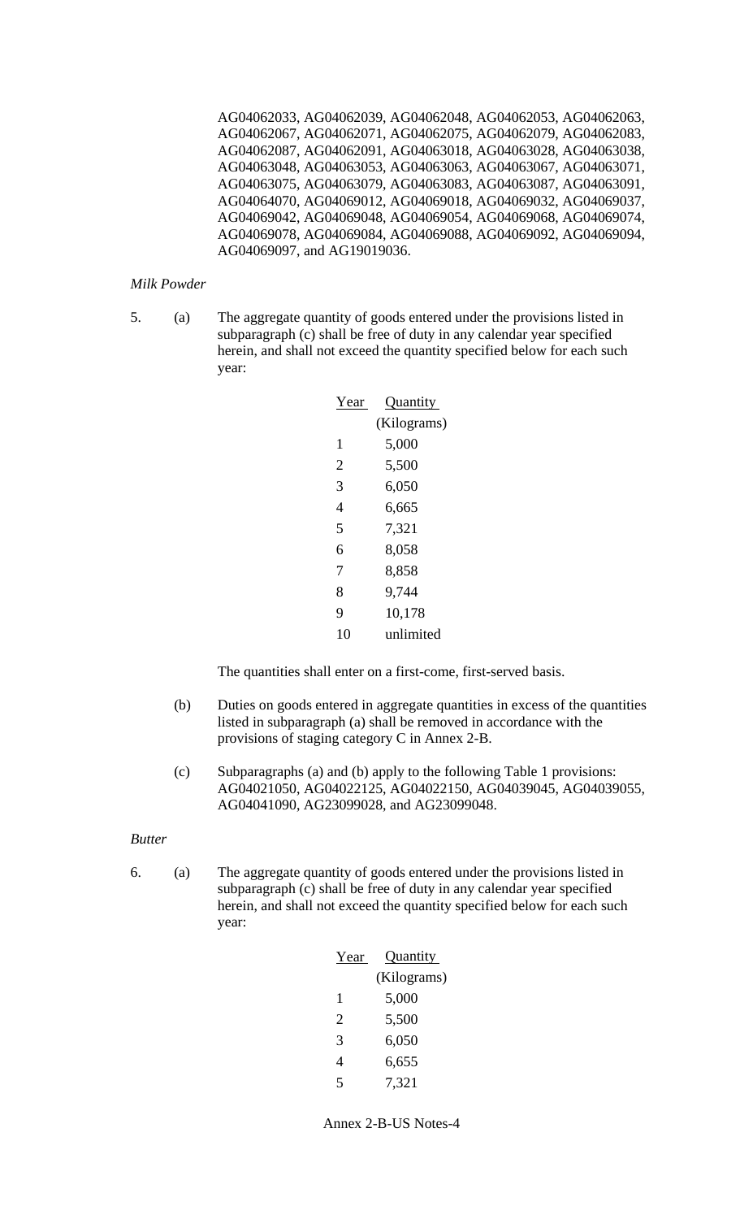AG04062033, AG04062039, AG04062048, AG04062053, AG04062063, AG04062067, AG04062071, AG04062075, AG04062079, AG04062083, AG04062087, AG04062091, AG04063018, AG04063028, AG04063038, AG04063048, AG04063053, AG04063063, AG04063067, AG04063071, AG04063075, AG04063079, AG04063083, AG04063087, AG04063091, AG04064070, AG04069012, AG04069018, AG04069032, AG04069037, AG04069042, AG04069048, AG04069054, AG04069068, AG04069074, AG04069078, AG04069084, AG04069088, AG04069092, AG04069094, AG04069097, and AG19019036.

*Milk Powder*

5. (a) The aggregate quantity of goods entered under the provisions listed in subparagraph (c) shall be free of duty in any calendar year specified herein, and shall not exceed the quantity specified below for each such year:

| Year | Quantity (Kilograms) |
|---|---|
| 1 | 5,000 |
| 2 | 5,500 |
| 3 | 6,050 |
| 4 | 6,665 |
| 5 | 7,321 |
| 6 | 8,058 |
| 7 | 8,858 |
| 8 | 9,744 |
| 9 | 10,178 |
| 10 | unlimited |

The quantities shall enter on a first-come, first-served basis.

(b) Duties on goods entered in aggregate quantities in excess of the quantities listed in subparagraph (a) shall be removed in accordance with the provisions of staging category C in Annex 2-B.

(c) Subparagraphs (a) and (b) apply to the following Table 1 provisions: AG04021050, AG04022125, AG04022150, AG04039045, AG04039055, AG04041090, AG23099028, and AG23099048.

*Butter*

6. (a) The aggregate quantity of goods entered under the provisions listed in subparagraph (c) shall be free of duty in any calendar year specified herein, and shall not exceed the quantity specified below for each such year:

| Year | Quantity (Kilograms) |
|---|---|
| 1 | 5,000 |
| 2 | 5,500 |
| 3 | 6,050 |
| 4 | 6,655 |
| 5 | 7,321 |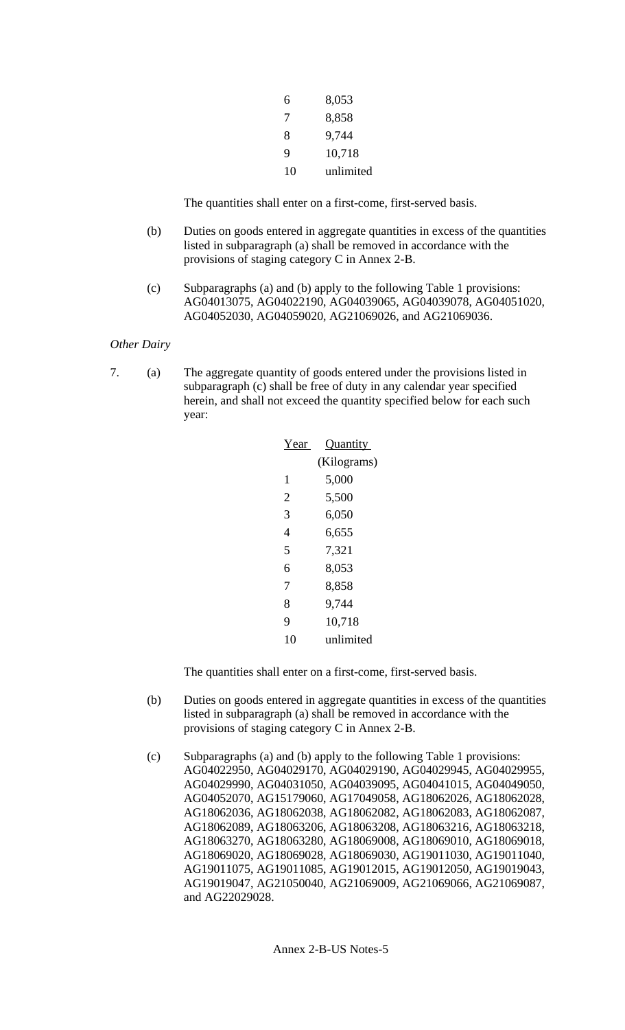| | |
|---|---|
| 6 | 8,053 |
| 7 | 8,858 |
| 8 | 9,744 |
| 9 | 10,718 |
| 10 | unlimited |

The quantities shall enter on a first-come, first-served basis.

(b) Duties on goods entered in aggregate quantities in excess of the quantities listed in subparagraph (a) shall be removed in accordance with the provisions of staging category C in Annex 2-B.

(c) Subparagraphs (a) and (b) apply to the following Table 1 provisions: AG04013075, AG04022190, AG04039065, AG04039078, AG04051020, AG04052030, AG04059020, AG21069026, and AG21069036.

*Other Dairy*

7. (a) The aggregate quantity of goods entered under the provisions listed in subparagraph (c) shall be free of duty in any calendar year specified herein, and shall not exceed the quantity specified below for each such year:

| Year | Quantity (Kilograms) |
|---|---|
| 1 | 5,000 |
| 2 | 5,500 |
| 3 | 6,050 |
| 4 | 6,655 |
| 5 | 7,321 |
| 6 | 8,053 |
| 7 | 8,858 |
| 8 | 9,744 |
| 9 | 10,718 |
| 10 | unlimited |

The quantities shall enter on a first-come, first-served basis.

(b) Duties on goods entered in aggregate quantities in excess of the quantities listed in subparagraph (a) shall be removed in accordance with the provisions of staging category C in Annex 2-B.

(c) Subparagraphs (a) and (b) apply to the following Table 1 provisions: AG04022950, AG04029170, AG04029190, AG04029945, AG04029955, AG04029990, AG04031050, AG04039095, AG04041015, AG04049050, AG04052070, AG15179060, AG17049058, AG18062026, AG18062028, AG18062036, AG18062038, AG18062082, AG18062083, AG18062087, AG18062089, AG18063206, AG18063208, AG18063216, AG18063218, AG18063270, AG18063280, AG18069008, AG18069010, AG18069018, AG18069020, AG18069028, AG18069030, AG19011030, AG19011040, AG19011075, AG19011085, AG19012015, AG19012050, AG19019043, AG19019047, AG21050040, AG21069009, AG21069066, AG21069087, and AG22029028.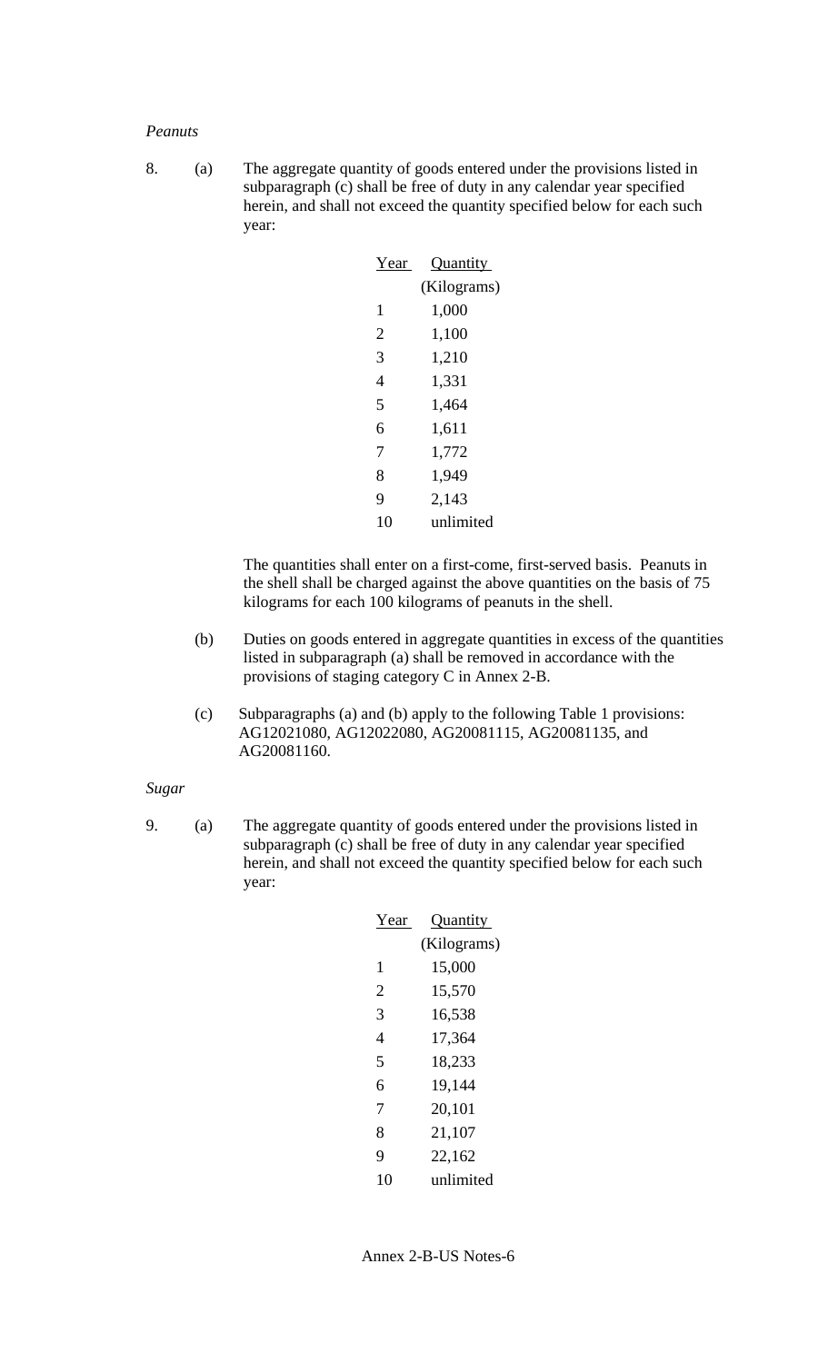*Peanuts*

8. (a) The aggregate quantity of goods entered under the provisions listed in subparagraph (c) shall be free of duty in any calendar year specified herein, and shall not exceed the quantity specified below for each such year:

| Year | Quantity (Kilograms) |
|---|---|
| 1 | 1,000 |
| 2 | 1,100 |
| 3 | 1,210 |
| 4 | 1,331 |
| 5 | 1,464 |
| 6 | 1,611 |
| 7 | 1,772 |
| 8 | 1,949 |
| 9 | 2,143 |
| 10 | unlimited |

The quantities shall enter on a first-come, first-served basis. Peanuts in the shell shall be charged against the above quantities on the basis of 75 kilograms for each 100 kilograms of peanuts in the shell.

(b) Duties on goods entered in aggregate quantities in excess of the quantities listed in subparagraph (a) shall be removed in accordance with the provisions of staging category C in Annex 2-B.

(c) Subparagraphs (a) and (b) apply to the following Table 1 provisions: AG12021080, AG12022080, AG20081115, AG20081135, and AG20081160.

*Sugar*

9. (a) The aggregate quantity of goods entered under the provisions listed in subparagraph (c) shall be free of duty in any calendar year specified herein, and shall not exceed the quantity specified below for each such year:

| Year | Quantity (Kilograms) |
|---|---|
| 1 | 15,000 |
| 2 | 15,570 |
| 3 | 16,538 |
| 4 | 17,364 |
| 5 | 18,233 |
| 6 | 19,144 |
| 7 | 20,101 |
| 8 | 21,107 |
| 9 | 22,162 |
| 10 | unlimited |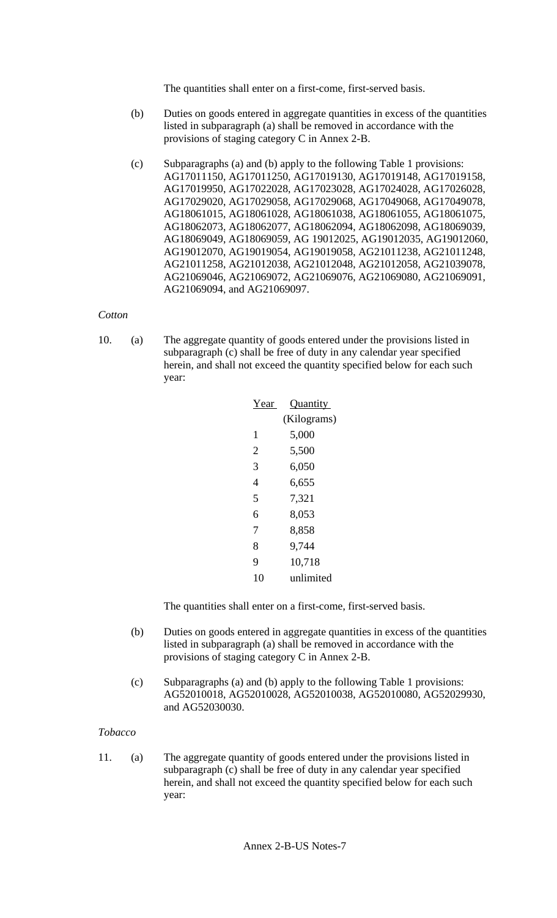The quantities shall enter on a first-come, first-served basis.

(b) Duties on goods entered in aggregate quantities in excess of the quantities listed in subparagraph (a) shall be removed in accordance with the provisions of staging category C in Annex 2-B.

(c) Subparagraphs (a) and (b) apply to the following Table 1 provisions: AG17011150, AG17011250, AG17019130, AG17019148, AG17019158, AG17019950, AG17022028, AG17023028, AG17024028, AG17026028, AG17029020, AG17029058, AG17029068, AG17049068, AG17049078, AG18061015, AG18061028, AG18061038, AG18061055, AG18061075, AG18062073, AG18062077, AG18062094, AG18062098, AG18069039, AG18069049, AG18069059, AG 19012025, AG19012035, AG19012060, AG19012070, AG19019054, AG19019058, AG21011238, AG21011248, AG21011258, AG21012038, AG21012048, AG21012058, AG21039078, AG21069046, AG21069072, AG21069076, AG21069080, AG21069091, AG21069094, and AG21069097.

*Cotton*

10. (a) The aggregate quantity of goods entered under the provisions listed in subparagraph (c) shall be free of duty in any calendar year specified herein, and shall not exceed the quantity specified below for each such year:

| Year | Quantity (Kilograms) |
|---|---|
| 1 | 5,000 |
| 2 | 5,500 |
| 3 | 6,050 |
| 4 | 6,655 |
| 5 | 7,321 |
| 6 | 8,053 |
| 7 | 8,858 |
| 8 | 9,744 |
| 9 | 10,718 |
| 10 | unlimited |

The quantities shall enter on a first-come, first-served basis.

(b) Duties on goods entered in aggregate quantities in excess of the quantities listed in subparagraph (a) shall be removed in accordance with the provisions of staging category C in Annex 2-B.

(c) Subparagraphs (a) and (b) apply to the following Table 1 provisions: AG52010018, AG52010028, AG52010038, AG52010080, AG52029930, and AG52030030.

*Tobacco*

11. (a) The aggregate quantity of goods entered under the provisions listed in subparagraph (c) shall be free of duty in any calendar year specified herein, and shall not exceed the quantity specified below for each such year: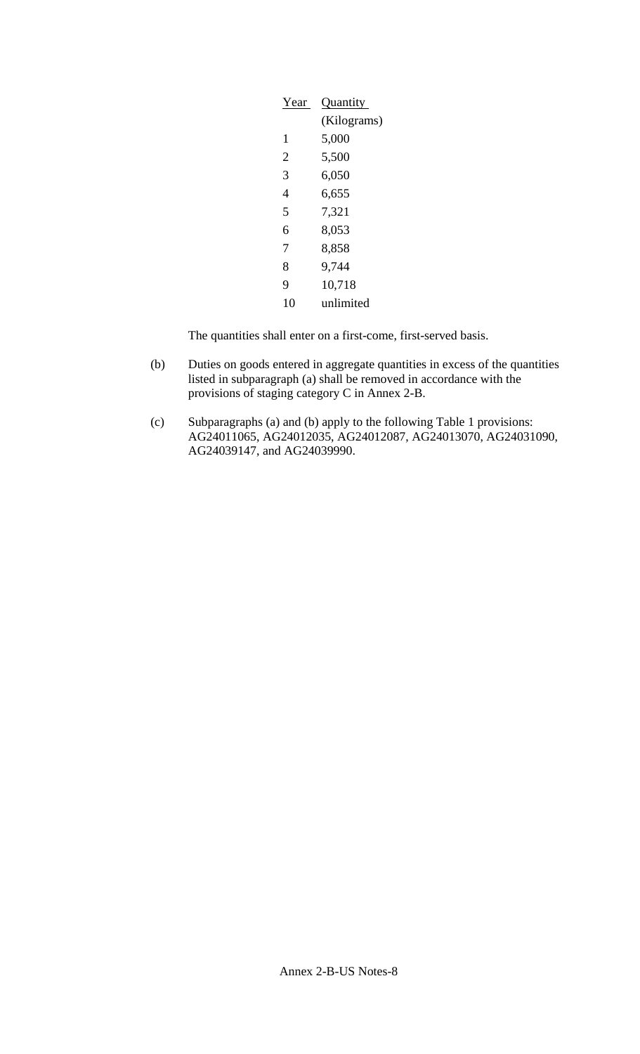| Year | Quantity (Kilograms) |
|---|---|
| 1 | 5,000 |
| 2 | 5,500 |
| 3 | 6,050 |
| 4 | 6,655 |
| 5 | 7,321 |
| 6 | 8,053 |
| 7 | 8,858 |
| 8 | 9,744 |
| 9 | 10,718 |
| 10 | unlimited |

The quantities shall enter on a first-come, first-served basis.

(b) Duties on goods entered in aggregate quantities in excess of the quantities listed in subparagraph (a) shall be removed in accordance with the provisions of staging category C in Annex 2-B.

(c) Subparagraphs (a) and (b) apply to the following Table 1 provisions: AG24011065, AG24012035, AG24012087, AG24013070, AG24031090, AG24039147, and AG24039990.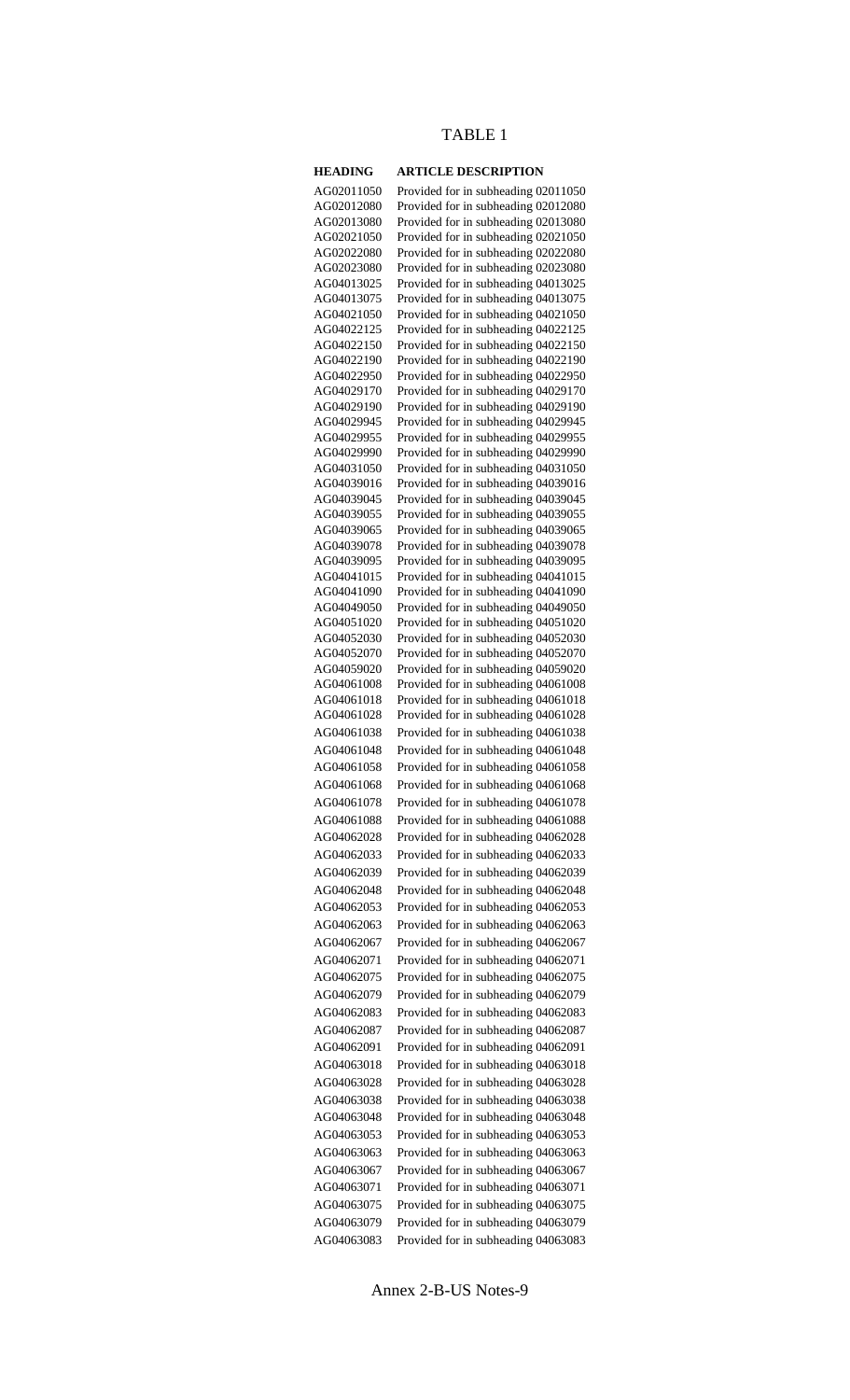# TABLE 1

| HEADING | ARTICLE DESCRIPTION |
|---|---|
| AG02011050 | Provided for in subheading 02011050 |
| AG02012080 | Provided for in subheading 02012080 |
| AG02013080 | Provided for in subheading 02013080 |
| AG02021050 | Provided for in subheading 02021050 |
| AG02022080 | Provided for in subheading 02022080 |
| AG02023080 | Provided for in subheading 02023080 |
| AG04013025 | Provided for in subheading 04013025 |
| AG04013075 | Provided for in subheading 04013075 |
| AG04021050 | Provided for in subheading 04021050 |
| AG04022125 | Provided for in subheading 04022125 |
| AG04022150 | Provided for in subheading 04022150 |
| AG04022190 | Provided for in subheading 04022190 |
| AG04022950 | Provided for in subheading 04022950 |
| AG04029170 | Provided for in subheading 04029170 |
| AG04029190 | Provided for in subheading 04029190 |
| AG04029945 | Provided for in subheading 04029945 |
| AG04029955 | Provided for in subheading 04029955 |
| AG04029990 | Provided for in subheading 04029990 |
| AG04031050 | Provided for in subheading 04031050 |
| AG04039016 | Provided for in subheading 04039016 |
| AG04039045 | Provided for in subheading 04039045 |
| AG04039055 | Provided for in subheading 04039055 |
| AG04039065 | Provided for in subheading 04039065 |
| AG04039078 | Provided for in subheading 04039078 |
| AG04039095 | Provided for in subheading 04039095 |
| AG04041015 | Provided for in subheading 04041015 |
| AG04041090 | Provided for in subheading 04041090 |
| AG04049050 | Provided for in subheading 04049050 |
| AG04051020 | Provided for in subheading 04051020 |
| AG04052030 | Provided for in subheading 04052030 |
| AG04052070 | Provided for in subheading 04052070 |
| AG04059020 | Provided for in subheading 04059020 |
| AG04061008 | Provided for in subheading 04061008 |
| AG04061018 | Provided for in subheading 04061018 |
| AG04061028 | Provided for in subheading 04061028 |
| AG04061038 | Provided for in subheading 04061038 |
| AG04061048 | Provided for in subheading 04061048 |
| AG04061058 | Provided for in subheading 04061058 |
| AG04061068 | Provided for in subheading 04061068 |
| AG04061078 | Provided for in subheading 04061078 |
| AG04061088 | Provided for in subheading 04061088 |
| AG04062028 | Provided for in subheading 04062028 |
| AG04062033 | Provided for in subheading 04062033 |
| AG04062039 | Provided for in subheading 04062039 |
| AG04062048 | Provided for in subheading 04062048 |
| AG04062053 | Provided for in subheading 04062053 |
| AG04062063 | Provided for in subheading 04062063 |
| AG04062067 | Provided for in subheading 04062067 |
| AG04062071 | Provided for in subheading 04062071 |
| AG04062075 | Provided for in subheading 04062075 |
| AG04062079 | Provided for in subheading 04062079 |
| AG04062083 | Provided for in subheading 04062083 |
| AG04062087 | Provided for in subheading 04062087 |
| AG04062091 | Provided for in subheading 04062091 |
| AG04063018 | Provided for in subheading 04063018 |
| AG04063028 | Provided for in subheading 04063028 |
| AG04063038 | Provided for in subheading 04063038 |
| AG04063048 | Provided for in subheading 04063048 |
| AG04063053 | Provided for in subheading 04063053 |
| AG04063063 | Provided for in subheading 04063063 |
| AG04063067 | Provided for in subheading 04063067 |
| AG04063071 | Provided for in subheading 04063071 |
| AG04063075 | Provided for in subheading 04063075 |
| AG04063079 | Provided for in subheading 04063079 |
| AG04063083 | Provided for in subheading 04063083 |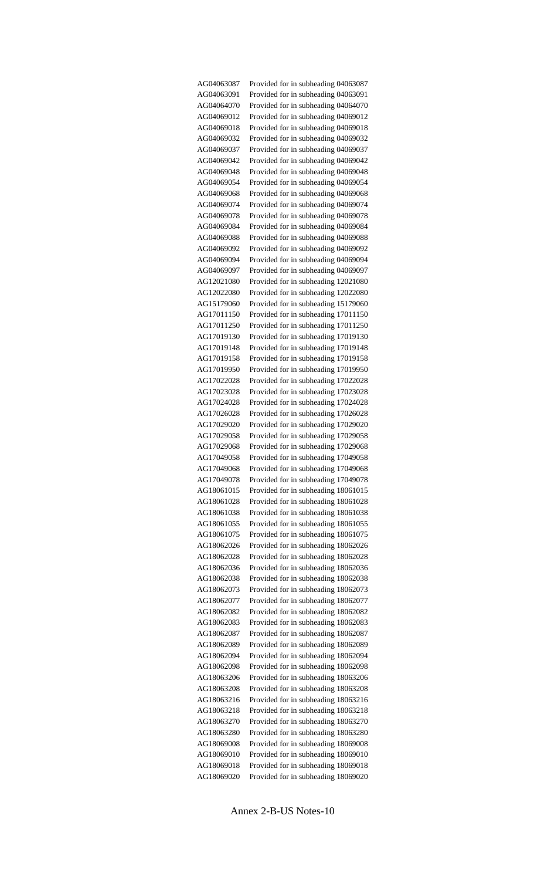| | |
|---|---|
| AG04063087 | Provided for in subheading 04063087 |
| AG04063091 | Provided for in subheading 04063091 |
| AG04064070 | Provided for in subheading 04064070 |
| AG04069012 | Provided for in subheading 04069012 |
| AG04069018 | Provided for in subheading 04069018 |
| AG04069032 | Provided for in subheading 04069032 |
| AG04069037 | Provided for in subheading 04069037 |
| AG04069042 | Provided for in subheading 04069042 |
| AG04069048 | Provided for in subheading 04069048 |
| AG04069054 | Provided for in subheading 04069054 |
| AG04069068 | Provided for in subheading 04069068 |
| AG04069074 | Provided for in subheading 04069074 |
| AG04069078 | Provided for in subheading 04069078 |
| AG04069084 | Provided for in subheading 04069084 |
| AG04069088 | Provided for in subheading 04069088 |
| AG04069092 | Provided for in subheading 04069092 |
| AG04069094 | Provided for in subheading 04069094 |
| AG04069097 | Provided for in subheading 04069097 |
| AG12021080 | Provided for in subheading 12021080 |
| AG12022080 | Provided for in subheading 12022080 |
| AG15179060 | Provided for in subheading 15179060 |
| AG17011150 | Provided for in subheading 17011150 |
| AG17011250 | Provided for in subheading 17011250 |
| AG17019130 | Provided for in subheading 17019130 |
| AG17019148 | Provided for in subheading 17019148 |
| AG17019158 | Provided for in subheading 17019158 |
| AG17019950 | Provided for in subheading 17019950 |
| AG17022028 | Provided for in subheading 17022028 |
| AG17023028 | Provided for in subheading 17023028 |
| AG17024028 | Provided for in subheading 17024028 |
| AG17026028 | Provided for in subheading 17026028 |
| AG17029020 | Provided for in subheading 17029020 |
| AG17029058 | Provided for in subheading 17029058 |
| AG17029068 | Provided for in subheading 17029068 |
| AG17049058 | Provided for in subheading 17049058 |
| AG17049068 | Provided for in subheading 17049068 |
| AG17049078 | Provided for in subheading 17049078 |
| AG18061015 | Provided for in subheading 18061015 |
| AG18061028 | Provided for in subheading 18061028 |
| AG18061038 | Provided for in subheading 18061038 |
| AG18061055 | Provided for in subheading 18061055 |
| AG18061075 | Provided for in subheading 18061075 |
| AG18062026 | Provided for in subheading 18062026 |
| AG18062028 | Provided for in subheading 18062028 |
| AG18062036 | Provided for in subheading 18062036 |
| AG18062038 | Provided for in subheading 18062038 |
| AG18062073 | Provided for in subheading 18062073 |
| AG18062077 | Provided for in subheading 18062077 |
| AG18062082 | Provided for in subheading 18062082 |
| AG18062083 | Provided for in subheading 18062083 |
| AG18062087 | Provided for in subheading 18062087 |
| AG18062089 | Provided for in subheading 18062089 |
| AG18062094 | Provided for in subheading 18062094 |
| AG18062098 | Provided for in subheading 18062098 |
| AG18063206 | Provided for in subheading 18063206 |
| AG18063208 | Provided for in subheading 18063208 |
| AG18063216 | Provided for in subheading 18063216 |
| AG18063218 | Provided for in subheading 18063218 |
| AG18063270 | Provided for in subheading 18063270 |
| AG18063280 | Provided for in subheading 18063280 |
| AG18069008 | Provided for in subheading 18069008 |
| AG18069010 | Provided for in subheading 18069010 |
| AG18069018 | Provided for in subheading 18069018 |
| AG18069020 | Provided for in subheading 18069020 |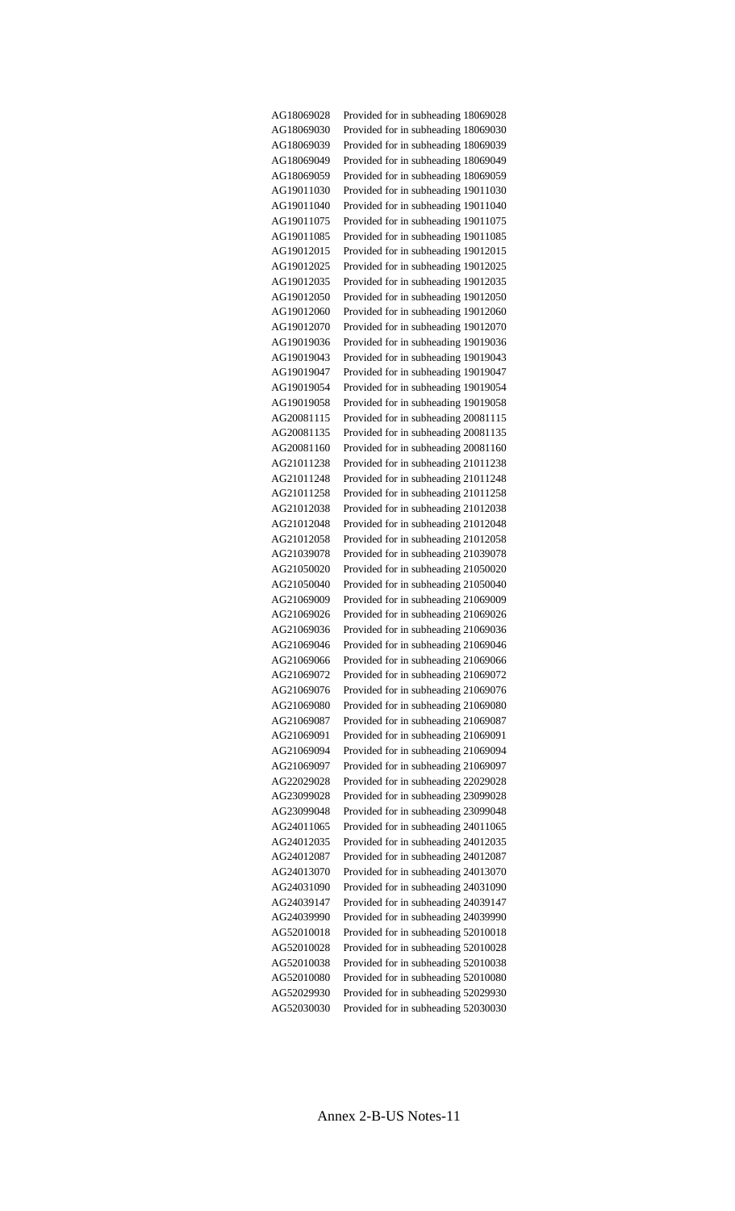| | |
|---|---|
| AG18069028 | Provided for in subheading 18069028 |
| AG18069030 | Provided for in subheading 18069030 |
| AG18069039 | Provided for in subheading 18069039 |
| AG18069049 | Provided for in subheading 18069049 |
| AG18069059 | Provided for in subheading 18069059 |
| AG19011030 | Provided for in subheading 19011030 |
| AG19011040 | Provided for in subheading 19011040 |
| AG19011075 | Provided for in subheading 19011075 |
| AG19011085 | Provided for in subheading 19011085 |
| AG19012015 | Provided for in subheading 19012015 |
| AG19012025 | Provided for in subheading 19012025 |
| AG19012035 | Provided for in subheading 19012035 |
| AG19012050 | Provided for in subheading 19012050 |
| AG19012060 | Provided for in subheading 19012060 |
| AG19012070 | Provided for in subheading 19012070 |
| AG19019036 | Provided for in subheading 19019036 |
| AG19019043 | Provided for in subheading 19019043 |
| AG19019047 | Provided for in subheading 19019047 |
| AG19019054 | Provided for in subheading 19019054 |
| AG19019058 | Provided for in subheading 19019058 |
| AG20081115 | Provided for in subheading 20081115 |
| AG20081135 | Provided for in subheading 20081135 |
| AG20081160 | Provided for in subheading 20081160 |
| AG21011238 | Provided for in subheading 21011238 |
| AG21011248 | Provided for in subheading 21011248 |
| AG21011258 | Provided for in subheading 21011258 |
| AG21012038 | Provided for in subheading 21012038 |
| AG21012048 | Provided for in subheading 21012048 |
| AG21012058 | Provided for in subheading 21012058 |
| AG21039078 | Provided for in subheading 21039078 |
| AG21050020 | Provided for in subheading 21050020 |
| AG21050040 | Provided for in subheading 21050040 |
| AG21069009 | Provided for in subheading 21069009 |
| AG21069026 | Provided for in subheading 21069026 |
| AG21069036 | Provided for in subheading 21069036 |
| AG21069046 | Provided for in subheading 21069046 |
| AG21069066 | Provided for in subheading 21069066 |
| AG21069072 | Provided for in subheading 21069072 |
| AG21069076 | Provided for in subheading 21069076 |
| AG21069080 | Provided for in subheading 21069080 |
| AG21069087 | Provided for in subheading 21069087 |
| AG21069091 | Provided for in subheading 21069091 |
| AG21069094 | Provided for in subheading 21069094 |
| AG21069097 | Provided for in subheading 21069097 |
| AG22029028 | Provided for in subheading 22029028 |
| AG23099028 | Provided for in subheading 23099028 |
| AG23099048 | Provided for in subheading 23099048 |
| AG24011065 | Provided for in subheading 24011065 |
| AG24012035 | Provided for in subheading 24012035 |
| AG24012087 | Provided for in subheading 24012087 |
| AG24013070 | Provided for in subheading 24013070 |
| AG24031090 | Provided for in subheading 24031090 |
| AG24039147 | Provided for in subheading 24039147 |
| AG24039990 | Provided for in subheading 24039990 |
| AG52010018 | Provided for in subheading 52010018 |
| AG52010028 | Provided for in subheading 52010028 |
| AG52010038 | Provided for in subheading 52010038 |
| AG52010080 | Provided for in subheading 52010080 |
| AG52029930 | Provided for in subheading 52029930 |
| AG52030030 | Provided for in subheading 52030030 |